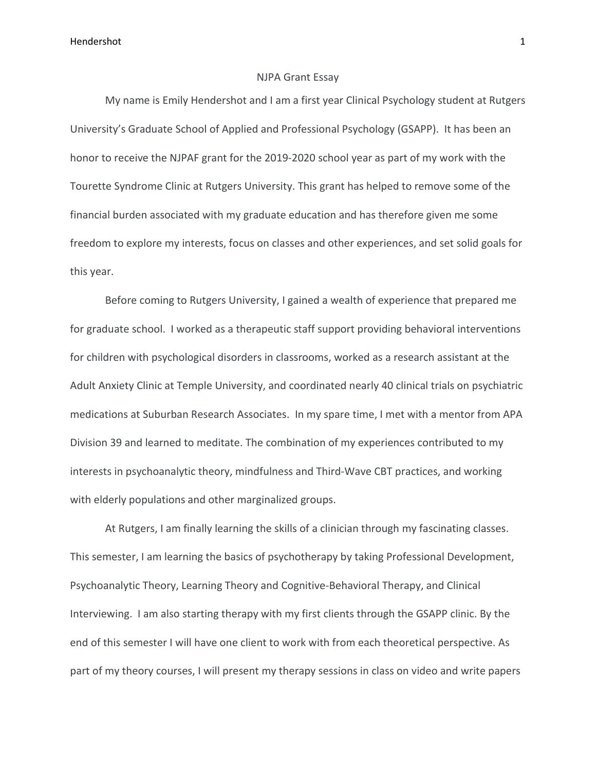# NJPA Grant Essay

My name is Emily Hendershot and I am a first year Clinical Psychology student at Rutgers University's Graduate School of Applied and Professional Psychology (GSAPP). It has been an honor to receive the NJPAF grant for the 2019-2020 school year as part of my work with the Tourette Syndrome Clinic at Rutgers University. This grant has helped to remove some of the financial burden associated with my graduate education and has therefore given me some freedom to explore my interests, focus on classes and other experiences, and set solid goals for this year.

Before coming to Rutgers University, I gained a wealth of experience that prepared me for graduate school. I worked as a therapeutic staff support providing behavioral interventions for children with psychological disorders in classrooms, worked as a research assistant at the Adult Anxiety Clinic at Temple University, and coordinated nearly 40 clinical trials on psychiatric medications at Suburban Research Associates. In my spare time, I met with a mentor from APA Division 39 and learned to meditate. The combination of my experiences contributed to my interests in psychoanalytic theory, mindfulness and Third-Wave CBT practices, and working with elderly populations and other marginalized groups.

At Rutgers, I am finally learning the skills of a clinician through my fascinating classes. This semester, I am learning the basics of psychotherapy by taking Professional Development, Psychoanalytic Theory, Learning Theory and Cognitive-Behavioral Therapy, and Clinical Interviewing. I am also starting therapy with my first clients through the GSAPP clinic. By the end of this semester I will have one client to work with from each theoretical perspective. As part of my theory courses, I will present my therapy sessions in class on video and write papers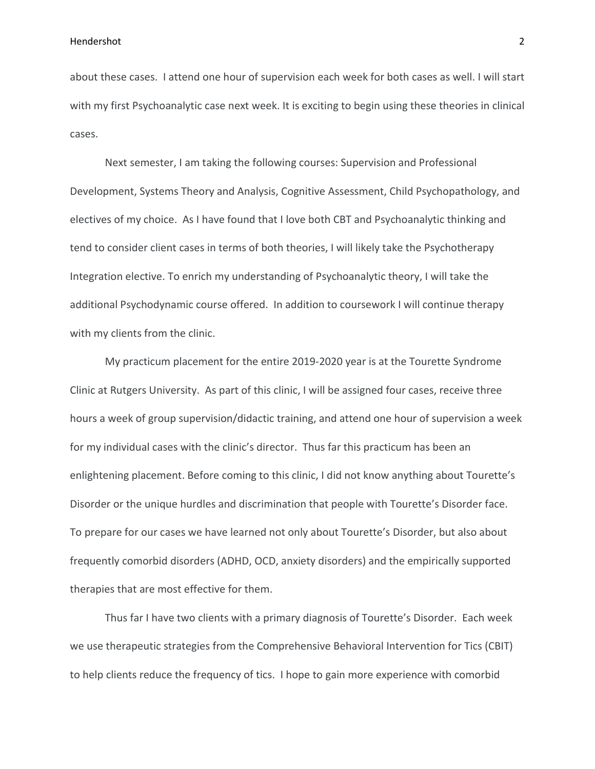about these cases. I attend one hour of supervision each week for both cases as well. I will start with my first Psychoanalytic case next week. It is exciting to begin using these theories in clinical cases.

Next semester, I am taking the following courses: Supervision and Professional Development, Systems Theory and Analysis, Cognitive Assessment, Child Psychopathology, and electives of my choice. As I have found that I love both CBT and Psychoanalytic thinking and tend to consider client cases in terms of both theories, I will likely take the Psychotherapy Integration elective. To enrich my understanding of Psychoanalytic theory, I will take the additional Psychodynamic course offered. In addition to coursework I will continue therapy with my clients from the clinic.

My practicum placement for the entire 2019-2020 year is at the Tourette Syndrome Clinic at Rutgers University. As part of this clinic, I will be assigned four cases, receive three hours a week of group supervision/didactic training, and attend one hour of supervision a week for my individual cases with the clinic's director. Thus far this practicum has been an enlightening placement. Before coming to this clinic, I did not know anything about Tourette's Disorder or the unique hurdles and discrimination that people with Tourette's Disorder face. To prepare for our cases we have learned not only about Tourette's Disorder, but also about frequently comorbid disorders (ADHD, OCD, anxiety disorders) and the empirically supported therapies that are most effective for them.

Thus far I have two clients with a primary diagnosis of Tourette's Disorder. Each week we use therapeutic strategies from the Comprehensive Behavioral Intervention for Tics (CBIT) to help clients reduce the frequency of tics. I hope to gain more experience with comorbid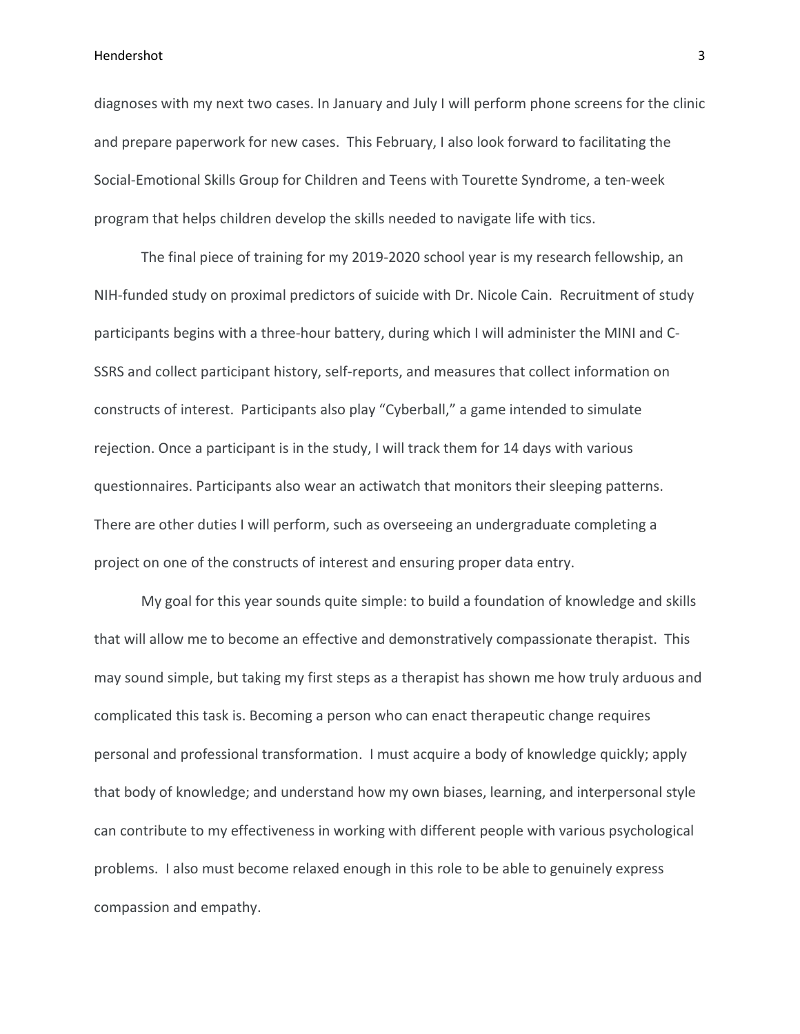diagnoses with my next two cases. In January and July I will perform phone screens for the clinic and prepare paperwork for new cases. This February, I also look forward to facilitating the Social-Emotional Skills Group for Children and Teens with Tourette Syndrome, a ten-week program that helps children develop the skills needed to navigate life with tics.

The final piece of training for my 2019-2020 school year is my research fellowship, an NIH-funded study on proximal predictors of suicide with Dr. Nicole Cain. Recruitment of study participants begins with a three-hour battery, during which I will administer the MINI and C-SSRS and collect participant history, self-reports, and measures that collect information on constructs of interest. Participants also play "Cyberball," a game intended to simulate rejection. Once a participant is in the study, I will track them for 14 days with various questionnaires. Participants also wear an actiwatch that monitors their sleeping patterns. There are other duties I will perform, such as overseeing an undergraduate completing a project on one of the constructs of interest and ensuring proper data entry.

My goal for this year sounds quite simple: to build a foundation of knowledge and skills that will allow me to become an effective and demonstratively compassionate therapist. This may sound simple, but taking my first steps as a therapist has shown me how truly arduous and complicated this task is. Becoming a person who can enact therapeutic change requires personal and professional transformation. I must acquire a body of knowledge quickly; apply that body of knowledge; and understand how my own biases, learning, and interpersonal style can contribute to my effectiveness in working with different people with various psychological problems. I also must become relaxed enough in this role to be able to genuinely express compassion and empathy.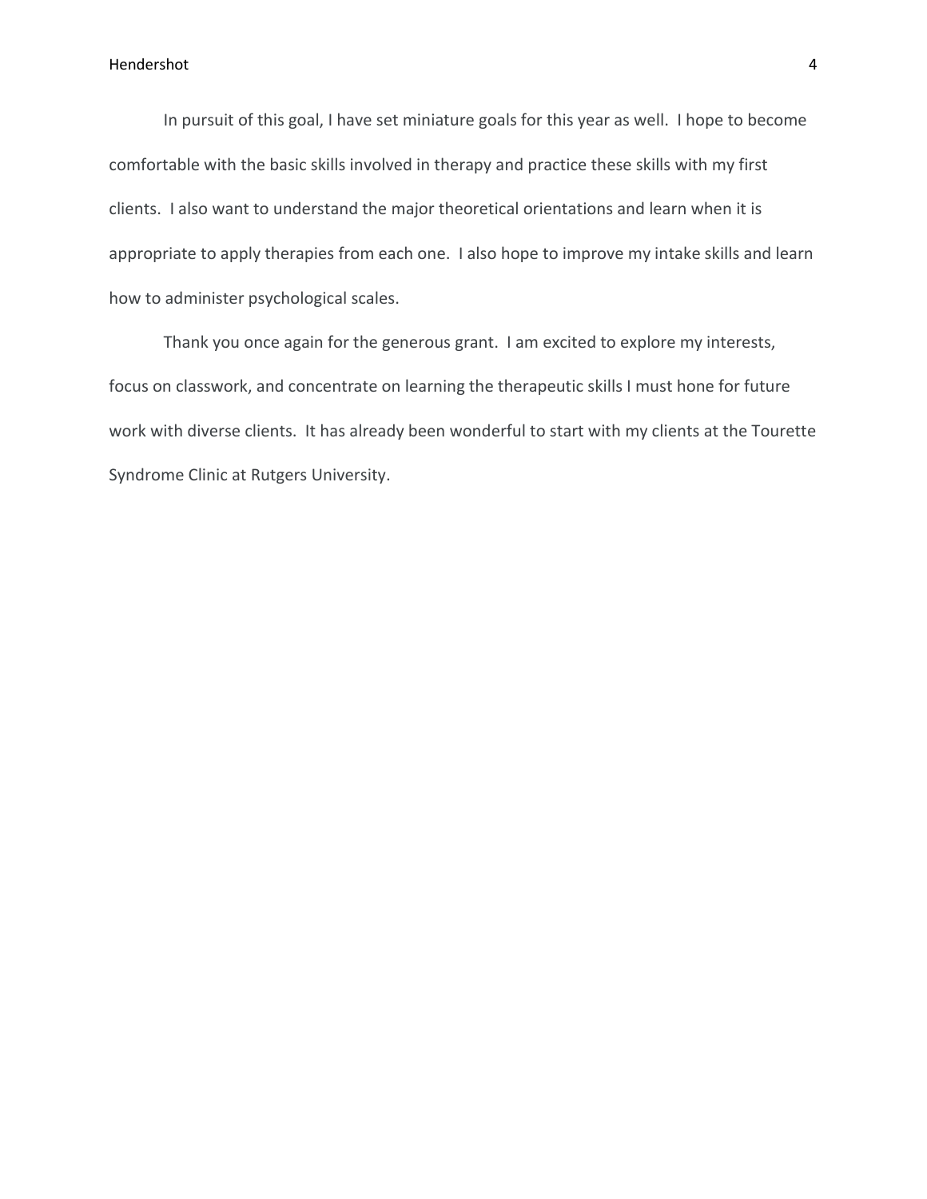In pursuit of this goal, I have set miniature goals for this year as well. I hope to become comfortable with the basic skills involved in therapy and practice these skills with my first clients. I also want to understand the major theoretical orientations and learn when it is appropriate to apply therapies from each one. I also hope to improve my intake skills and learn how to administer psychological scales.

Thank you once again for the generous grant. I am excited to explore my interests, focus on classwork, and concentrate on learning the therapeutic skills I must hone for future work with diverse clients. It has already been wonderful to start with my clients at the Tourette Syndrome Clinic at Rutgers University.